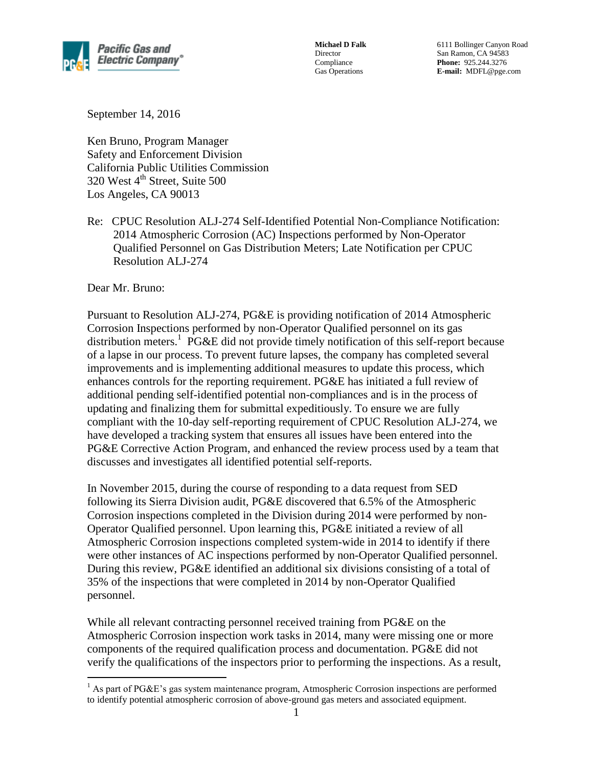**Pacific Gas and Electric Company**

**Michael D Falk**
Director
Compliance
Gas Operations

6111 Bollinger Canyon Road
San Ramon, CA 94583
**Phone:** 925.244.3276
**E-mail:** MDFL@pge.com

September 14, 2016

Ken Bruno, Program Manager
Safety and Enforcement Division
California Public Utilities Commission
320 West 4th Street, Suite 500
Los Angeles, CA 90013

Re: CPUC Resolution ALJ-274 Self-Identified Potential Non-Compliance Notification: 2014 Atmospheric Corrosion (AC) Inspections performed by Non-Operator Qualified Personnel on Gas Distribution Meters; Late Notification per CPUC Resolution ALJ-274

Dear Mr. Bruno:

Pursuant to Resolution ALJ-274, PG&E is providing notification of 2014 Atmospheric Corrosion Inspections performed by non-Operator Qualified personnel on its gas distribution meters.[1] PG&E did not provide timely notification of this self-report because of a lapse in our process. To prevent future lapses, the company has completed several improvements and is implementing additional measures to update this process, which enhances controls for the reporting requirement. PG&E has initiated a full review of additional pending self-identified potential non-compliances and is in the process of updating and finalizing them for submittal expeditiously. To ensure we are fully compliant with the 10-day self-reporting requirement of CPUC Resolution ALJ-274, we have developed a tracking system that ensures all issues have been entered into the PG&E Corrective Action Program, and enhanced the review process used by a team that discusses and investigates all identified potential self-reports.

In November 2015, during the course of responding to a data request from SED following its Sierra Division audit, PG&E discovered that 6.5% of the Atmospheric Corrosion inspections completed in the Division during 2014 were performed by non-Operator Qualified personnel. Upon learning this, PG&E initiated a review of all Atmospheric Corrosion inspections completed system-wide in 2014 to identify if there were other instances of AC inspections performed by non-Operator Qualified personnel. During this review, PG&E identified an additional six divisions consisting of a total of 35% of the inspections that were completed in 2014 by non-Operator Qualified personnel.

While all relevant contracting personnel received training from PG&E on the Atmospheric Corrosion inspection work tasks in 2014, many were missing one or more components of the required qualification process and documentation. PG&E did not verify the qualifications of the inspectors prior to performing the inspections. As a result,

[1] As part of PG&E's gas system maintenance program, Atmospheric Corrosion inspections are performed to identify potential atmospheric corrosion of above-ground gas meters and associated equipment.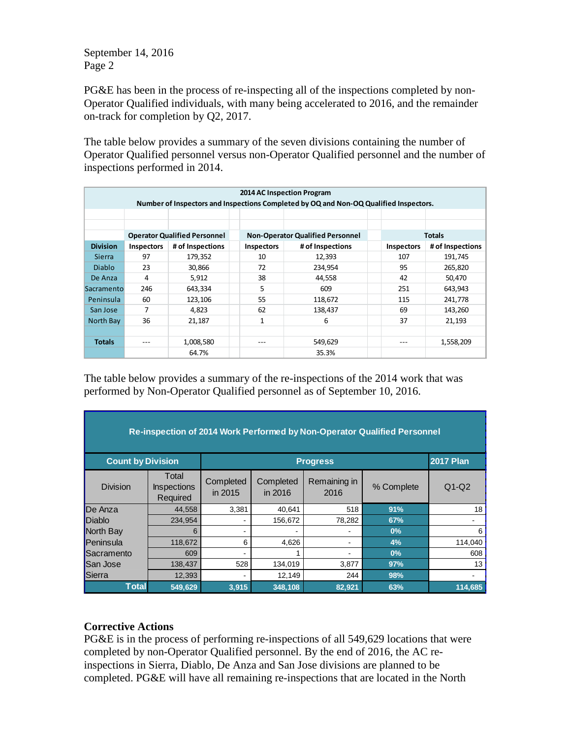September 14, 2016

PG&E has been in the process of re-inspecting all of the inspections completed by non-Operator Qualified individuals, with many being accelerated to 2016, and the remainder on-track for completion by Q2, 2017.

The table below provides a summary of the seven divisions containing the number of Operator Qualified personnel versus non-Operator Qualified personnel and the number of inspections performed in 2014.

**2014 AC Inspection Program**

**Number of Inspectors and Inspections Completed by OQ and Non-OQ Qualified Inspectors.**

| | Operator Qualified Personnel | | Non-Operator Qualified Personnel | | Totals | |
|---|---|---|---|---|---|---|
| **Division** | **Inspectors** | **# of Inspections** | **Inspectors** | **# of Inspections** | **Inspectors** | **# of Inspections** |
| Sierra | 97 | 179,352 | 10 | 12,393 | 107 | 191,745 |
| Diablo | 23 | 30,866 | 72 | 234,954 | 95 | 265,820 |
| De Anza | 4 | 5,912 | 38 | 44,558 | 42 | 50,470 |
| Sacramento | 246 | 643,334 | 5 | 609 | 251 | 643,943 |
| Peninsula | 60 | 123,106 | 55 | 118,672 | 115 | 241,778 |
| San Jose | 7 | 4,823 | 62 | 138,437 | 69 | 143,260 |
| North Bay | 36 | 21,187 | 1 | 6 | 37 | 21,193 |
| **Totals** | --- | 1,008,580 | --- | 549,629 | --- | 1,558,209 |
| | | 64.7% | | 35.3% | | |

The table below provides a summary of the re-inspections of the 2014 work that was performed by Non-Operator Qualified personnel as of September 10, 2016.

**Re-inspection of 2014 Work Performed by Non-Operator Qualified Personnel**

| Count by Division | | Progress | | | | 2017 Plan |
|---|---|---|---|---|---|---|
| Division | Total Inspections Required | Completed in 2015 | Completed in 2016 | Remaining in 2016 | % Complete | Q1-Q2 |
| De Anza | 44,558 | 3,381 | 40,641 | 518 | 91% | 18 |
| Diablo | 234,954 | - | 156,672 | 78,282 | 67% | - |
| North Bay | 6 | - | - | - | 0% | 6 |
| Peninsula | 118,672 | 6 | 4,626 | - | 4% | 114,040 |
| Sacramento | 609 | - | 1 | - | 0% | 608 |
| San Jose | 138,437 | 528 | 134,019 | 3,877 | 97% | 13 |
| Sierra | 12,393 | - | 12,149 | 244 | 98% | - |
| **Total** | **549,629** | **3,915** | **348,108** | **82,921** | **63%** | **114,685** |

## Corrective Actions

PG&E is in the process of performing re-inspections of all 549,629 locations that were completed by non-Operator Qualified personnel. By the end of 2016, the AC re-inspections in Sierra, Diablo, De Anza and San Jose divisions are planned to be completed. PG&E will have all remaining re-inspections that are located in the North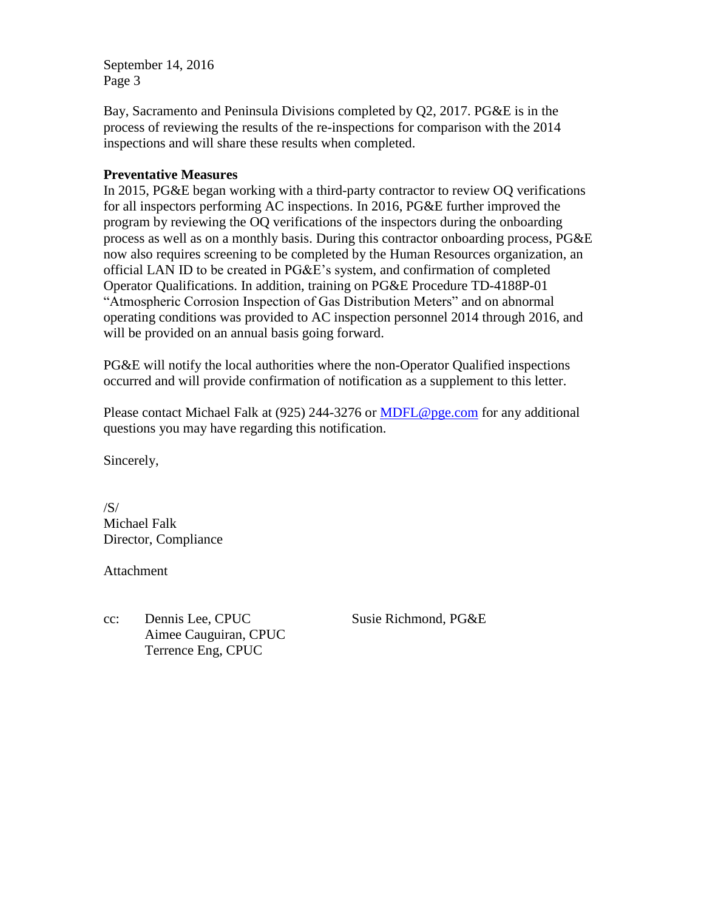Bay, Sacramento and Peninsula Divisions completed by Q2, 2017. PG&E is in the process of reviewing the results of the re-inspections for comparison with the 2014 inspections and will share these results when completed.

**Preventative Measures**

In 2015, PG&E began working with a third-party contractor to review OQ verifications for all inspectors performing AC inspections. In 2016, PG&E further improved the program by reviewing the OQ verifications of the inspectors during the onboarding process as well as on a monthly basis. During this contractor onboarding process, PG&E now also requires screening to be completed by the Human Resources organization, an official LAN ID to be created in PG&E's system, and confirmation of completed Operator Qualifications. In addition, training on PG&E Procedure TD-4188P-01 "Atmospheric Corrosion Inspection of Gas Distribution Meters" and on abnormal operating conditions was provided to AC inspection personnel 2014 through 2016, and will be provided on an annual basis going forward.

PG&E will notify the local authorities where the non-Operator Qualified inspections occurred and will provide confirmation of notification as a supplement to this letter.

Please contact Michael Falk at (925) 244-3276 or MDFL@pge.com for any additional questions you may have regarding this notification.

Sincerely,

/S/
Michael Falk
Director, Compliance

Attachment

cc: Dennis Lee, CPUC
Aimee Cauguiran, CPUC
Terrence Eng, CPUC
Susie Richmond, PG&E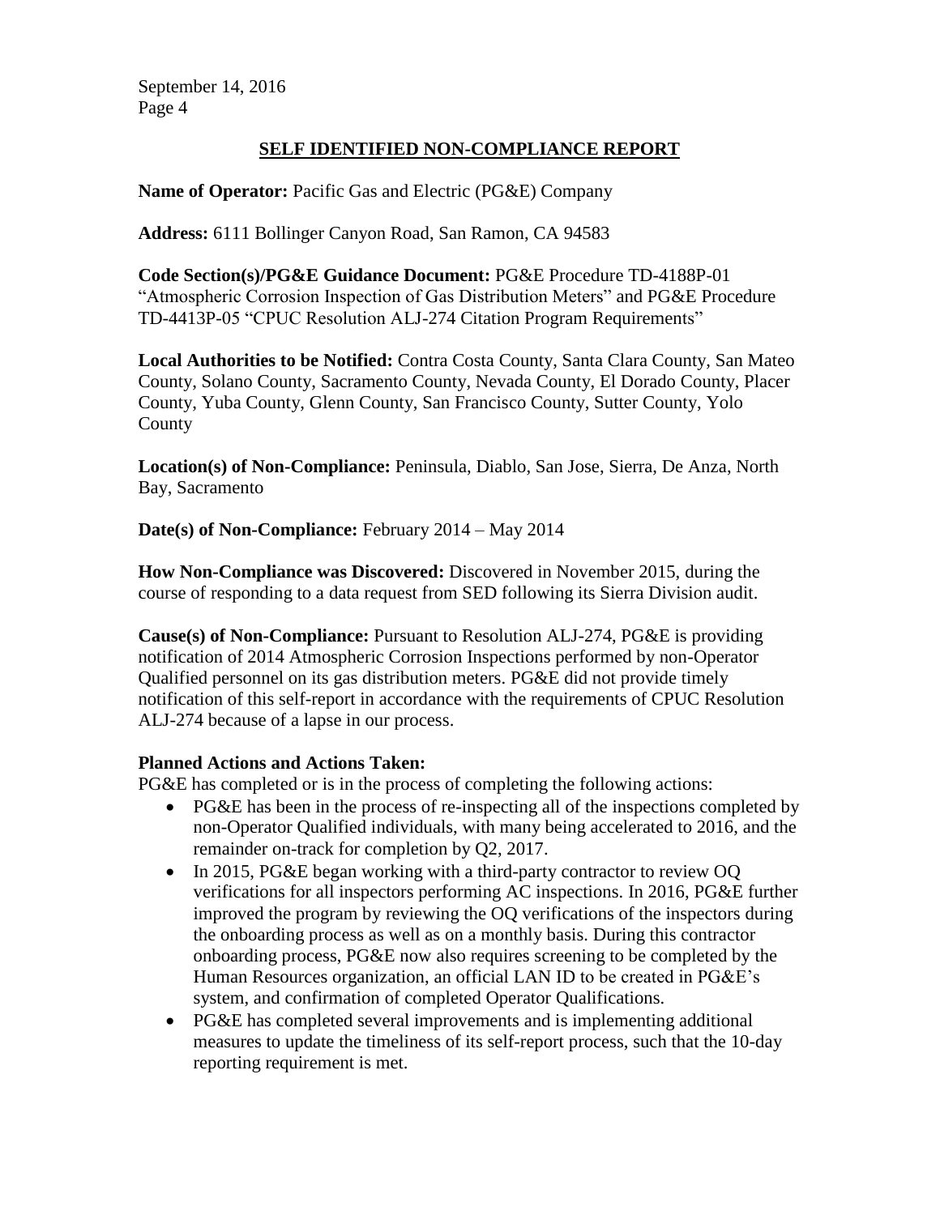## SELF IDENTIFIED NON-COMPLIANCE REPORT

**Name of Operator:** Pacific Gas and Electric (PG&E) Company

**Address:** 6111 Bollinger Canyon Road, San Ramon, CA 94583

**Code Section(s)/PG&E Guidance Document:** PG&E Procedure TD-4188P-01 "Atmospheric Corrosion Inspection of Gas Distribution Meters" and PG&E Procedure TD-4413P-05 "CPUC Resolution ALJ-274 Citation Program Requirements"

**Local Authorities to be Notified:** Contra Costa County, Santa Clara County, San Mateo County, Solano County, Sacramento County, Nevada County, El Dorado County, Placer County, Yuba County, Glenn County, San Francisco County, Sutter County, Yolo County

**Location(s) of Non-Compliance:** Peninsula, Diablo, San Jose, Sierra, De Anza, North Bay, Sacramento

**Date(s) of Non-Compliance:** February 2014 – May 2014

**How Non-Compliance was Discovered:** Discovered in November 2015, during the course of responding to a data request from SED following its Sierra Division audit.

**Cause(s) of Non-Compliance:** Pursuant to Resolution ALJ-274, PG&E is providing notification of 2014 Atmospheric Corrosion Inspections performed by non-Operator Qualified personnel on its gas distribution meters. PG&E did not provide timely notification of this self-report in accordance with the requirements of CPUC Resolution ALJ-274 because of a lapse in our process.

**Planned Actions and Actions Taken:**

PG&E has completed or is in the process of completing the following actions:

- PG&E has been in the process of re-inspecting all of the inspections completed by non-Operator Qualified individuals, with many being accelerated to 2016, and the remainder on-track for completion by Q2, 2017.
- In 2015, PG&E began working with a third-party contractor to review OQ verifications for all inspectors performing AC inspections. In 2016, PG&E further improved the program by reviewing the OQ verifications of the inspectors during the onboarding process as well as on a monthly basis. During this contractor onboarding process, PG&E now also requires screening to be completed by the Human Resources organization, an official LAN ID to be created in PG&E's system, and confirmation of completed Operator Qualifications.
- PG&E has completed several improvements and is implementing additional measures to update the timeliness of its self-report process, such that the 10-day reporting requirement is met.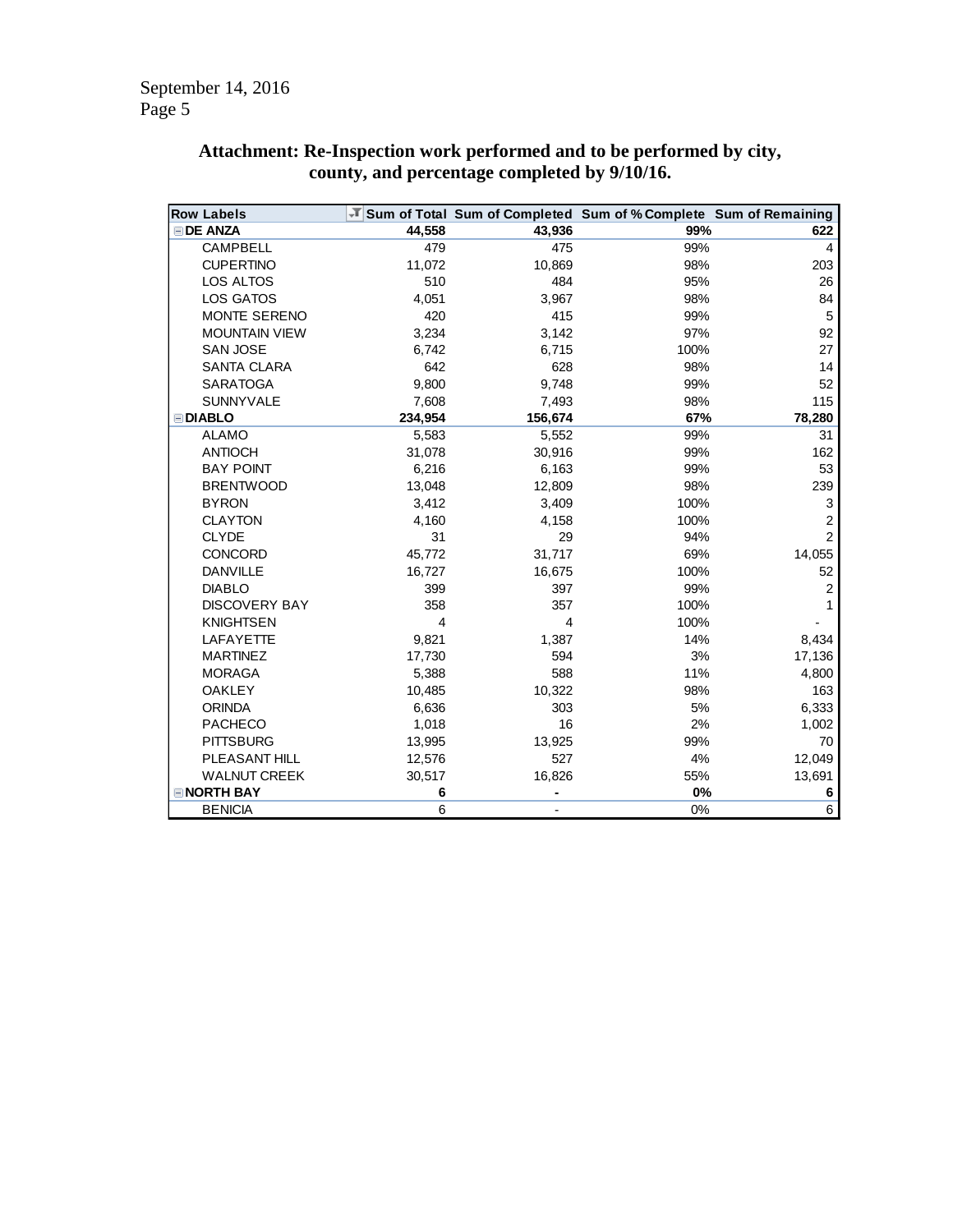September 14, 2016

**Attachment: Re-Inspection work performed and to be performed by city, county, and percentage completed by 9/10/16.**

| Row Labels | Sum of Total | Sum of Completed | Sum of % Complete | Sum of Remaining |
|---|---|---|---|---|
| **DE ANZA** | **44,558** | **43,936** | **99%** | **622** |
| CAMPBELL | 479 | 475 | 99% | 4 |
| CUPERTINO | 11,072 | 10,869 | 98% | 203 |
| LOS ALTOS | 510 | 484 | 95% | 26 |
| LOS GATOS | 4,051 | 3,967 | 98% | 84 |
| MONTE SERENO | 420 | 415 | 99% | 5 |
| MOUNTAIN VIEW | 3,234 | 3,142 | 97% | 92 |
| SAN JOSE | 6,742 | 6,715 | 100% | 27 |
| SANTA CLARA | 642 | 628 | 98% | 14 |
| SARATOGA | 9,800 | 9,748 | 99% | 52 |
| SUNNYVALE | 7,608 | 7,493 | 98% | 115 |
| **DIABLO** | **234,954** | **156,674** | **67%** | **78,280** |
| ALAMO | 5,583 | 5,552 | 99% | 31 |
| ANTIOCH | 31,078 | 30,916 | 99% | 162 |
| BAY POINT | 6,216 | 6,163 | 99% | 53 |
| BRENTWOOD | 13,048 | 12,809 | 98% | 239 |
| BYRON | 3,412 | 3,409 | 100% | 3 |
| CLAYTON | 4,160 | 4,158 | 100% | 2 |
| CLYDE | 31 | 29 | 94% | 2 |
| CONCORD | 45,772 | 31,717 | 69% | 14,055 |
| DANVILLE | 16,727 | 16,675 | 100% | 52 |
| DIABLO | 399 | 397 | 99% | 2 |
| DISCOVERY BAY | 358 | 357 | 100% | 1 |
| KNIGHTSEN | 4 | 4 | 100% | - |
| LAFAYETTE | 9,821 | 1,387 | 14% | 8,434 |
| MARTINEZ | 17,730 | 594 | 3% | 17,136 |
| MORAGA | 5,388 | 588 | 11% | 4,800 |
| OAKLEY | 10,485 | 10,322 | 98% | 163 |
| ORINDA | 6,636 | 303 | 5% | 6,333 |
| PACHECO | 1,018 | 16 | 2% | 1,002 |
| PITTSBURG | 13,995 | 13,925 | 99% | 70 |
| PLEASANT HILL | 12,576 | 527 | 4% | 12,049 |
| WALNUT CREEK | 30,517 | 16,826 | 55% | 13,691 |
| **NORTH BAY** | **6** | **-** | **0%** | **6** |
| BENICIA | 6 | - | 0% | 6 |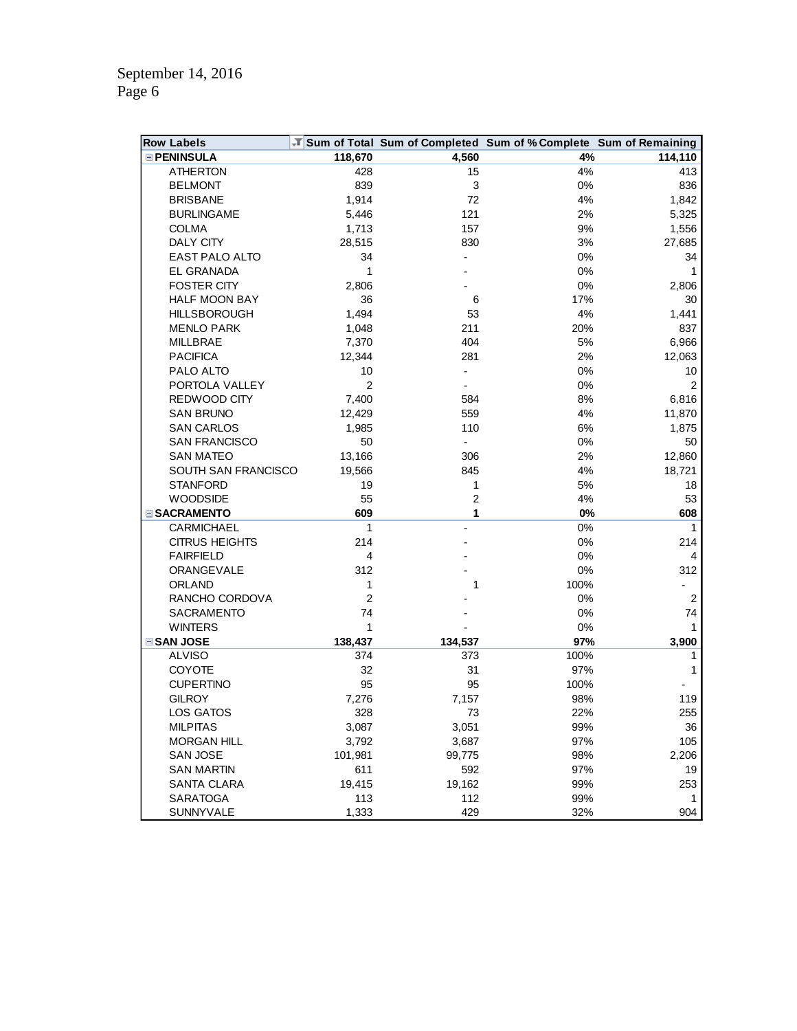September 14, 2016
Page 6

| Row Labels | Sum of Total | Sum of Completed | Sum of % Complete | Sum of Remaining |
|---|---|---|---|---|
| **PENINSULA** | **118,670** | **4,560** | **4%** | **114,110** |
| ATHERTON | 428 | 15 | 4% | 413 |
| BELMONT | 839 | 3 | 0% | 836 |
| BRISBANE | 1,914 | 72 | 4% | 1,842 |
| BURLINGAME | 5,446 | 121 | 2% | 5,325 |
| COLMA | 1,713 | 157 | 9% | 1,556 |
| DALY CITY | 28,515 | 830 | 3% | 27,685 |
| EAST PALO ALTO | 34 | - | 0% | 34 |
| EL GRANADA | 1 | - | 0% | 1 |
| FOSTER CITY | 2,806 | - | 0% | 2,806 |
| HALF MOON BAY | 36 | 6 | 17% | 30 |
| HILLSBOROUGH | 1,494 | 53 | 4% | 1,441 |
| MENLO PARK | 1,048 | 211 | 20% | 837 |
| MILLBRAE | 7,370 | 404 | 5% | 6,966 |
| PACIFICA | 12,344 | 281 | 2% | 12,063 |
| PALO ALTO | 10 | - | 0% | 10 |
| PORTOLA VALLEY | 2 | - | 0% | 2 |
| REDWOOD CITY | 7,400 | 584 | 8% | 6,816 |
| SAN BRUNO | 12,429 | 559 | 4% | 11,870 |
| SAN CARLOS | 1,985 | 110 | 6% | 1,875 |
| SAN FRANCISCO | 50 | - | 0% | 50 |
| SAN MATEO | 13,166 | 306 | 2% | 12,860 |
| SOUTH SAN FRANCISCO | 19,566 | 845 | 4% | 18,721 |
| STANFORD | 19 | 1 | 5% | 18 |
| WOODSIDE | 55 | 2 | 4% | 53 |
| **SACRAMENTO** | **609** | **1** | **0%** | **608** |
| CARMICHAEL | 1 | - | 0% | 1 |
| CITRUS HEIGHTS | 214 | - | 0% | 214 |
| FAIRFIELD | 4 | - | 0% | 4 |
| ORANGEVALE | 312 | - | 0% | 312 |
| ORLAND | 1 | 1 | 100% | - |
| RANCHO CORDOVA | 2 | - | 0% | 2 |
| SACRAMENTO | 74 | - | 0% | 74 |
| WINTERS | 1 | - | 0% | 1 |
| **SAN JOSE** | **138,437** | **134,537** | **97%** | **3,900** |
| ALVISO | 374 | 373 | 100% | 1 |
| COYOTE | 32 | 31 | 97% | 1 |
| CUPERTINO | 95 | 95 | 100% | - |
| GILROY | 7,276 | 7,157 | 98% | 119 |
| LOS GATOS | 328 | 73 | 22% | 255 |
| MILPITAS | 3,087 | 3,051 | 99% | 36 |
| MORGAN HILL | 3,792 | 3,687 | 97% | 105 |
| SAN JOSE | 101,981 | 99,775 | 98% | 2,206 |
| SAN MARTIN | 611 | 592 | 97% | 19 |
| SANTA CLARA | 19,415 | 19,162 | 99% | 253 |
| SARATOGA | 113 | 112 | 99% | 1 |
| SUNNYVALE | 1,333 | 429 | 32% | 904 |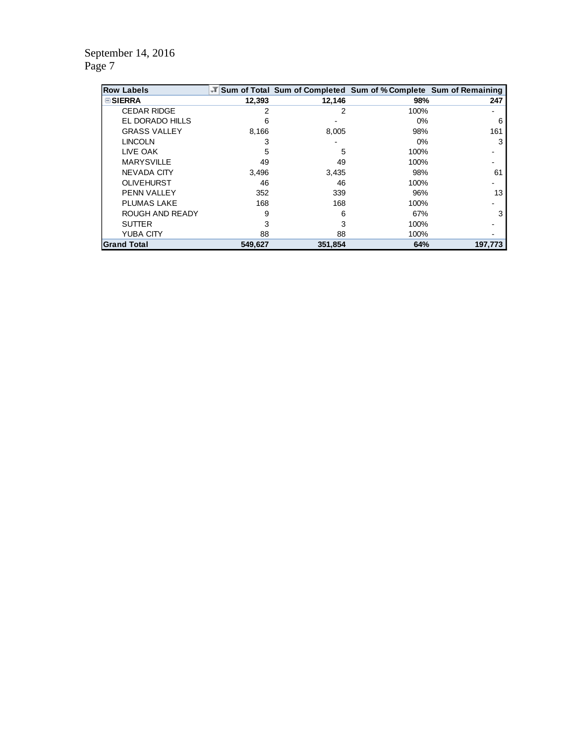September 14, 2016
Page 7

| Row Labels | Sum of Total | Sum of Completed | Sum of % Complete | Sum of Remaining |
|---|---|---|---|---|
| **SIERRA** | **12,393** | **12,146** | **98%** | **247** |
| CEDAR RIDGE | 2 | 2 | 100% | - |
| EL DORADO HILLS | 6 | - | 0% | 6 |
| GRASS VALLEY | 8,166 | 8,005 | 98% | 161 |
| LINCOLN | 3 | - | 0% | 3 |
| LIVE OAK | 5 | 5 | 100% | - |
| MARYSVILLE | 49 | 49 | 100% | - |
| NEVADA CITY | 3,496 | 3,435 | 98% | 61 |
| OLIVEHURST | 46 | 46 | 100% | - |
| PENN VALLEY | 352 | 339 | 96% | 13 |
| PLUMAS LAKE | 168 | 168 | 100% | - |
| ROUGH AND READY | 9 | 6 | 67% | 3 |
| SUTTER | 3 | 3 | 100% | - |
| YUBA CITY | 88 | 88 | 100% | - |
| **Grand Total** | **549,627** | **351,854** | **64%** | **197,773** |